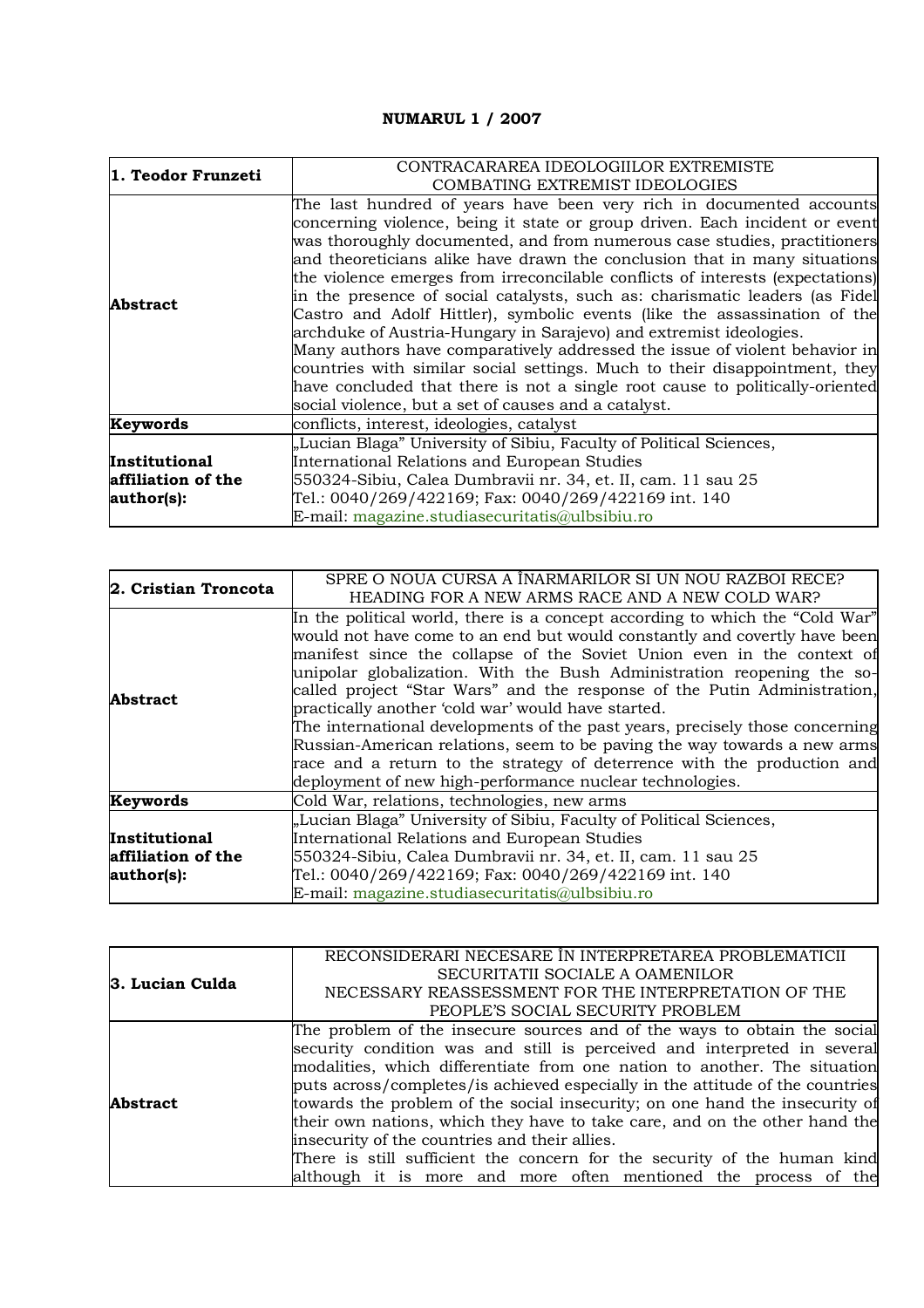**NUMARUL 1 / 2007**

| 1. Teodor Frunzeti | CONTRACARAREA IDEOLOGIILOR EXTREMISTE<br>COMBATING EXTREMIST IDEOLOGIES |
|---|---|
| **Abstract** | The last hundred of years have been very rich in documented accounts concerning violence, being it state or group driven. Each incident or event was thoroughly documented, and from numerous case studies, practitioners and theoreticians alike have drawn the conclusion that in many situations the violence emerges from irreconcilable conflicts of interests (expectations) in the presence of social catalysts, such as: charismatic leaders (as Fidel Castro and Adolf Hittler), symbolic events (like the assassination of the archduke of Austria-Hungary in Sarajevo) and extremist ideologies.<br>Many authors have comparatively addressed the issue of violent behavior in countries with similar social settings. Much to their disappointment, they have concluded that there is not a single root cause to politically-oriented social violence, but a set of causes and a catalyst. |
| **Keywords** | conflicts, interest, ideologies, catalyst |
| **Institutional affiliation of the author(s):** | „Lucian Blaga" University of Sibiu, Faculty of Political Sciences, International Relations and European Studies<br>550324-Sibiu, Calea Dumbravii nr. 34, et. II, cam. 11 sau 25<br>Tel.: 0040/269/422169; Fax: 0040/269/422169 int. 140<br>E-mail: magazine.studiasecuritatis@ulbsibiu.ro |

| 2. Cristian Troncota | SPRE O NOUA CURSA A ÎNARMARILOR SI UN NOU RAZBOI RECE?<br>HEADING FOR A NEW ARMS RACE AND A NEW COLD WAR? |
|---|---|
| **Abstract** | In the political world, there is a concept according to which the "Cold War" would not have come to an end but would constantly and covertly have been manifest since the collapse of the Soviet Union even in the context of unipolar globalization. With the Bush Administration reopening the so-called project "Star Wars" and the response of the Putin Administration, practically another 'cold war' would have started.<br>The international developments of the past years, precisely those concerning Russian-American relations, seem to be paving the way towards a new arms race and a return to the strategy of deterrence with the production and deployment of new high-performance nuclear technologies. |
| **Keywords** | Cold War, relations, technologies, new arms |
| **Institutional affiliation of the author(s):** | „Lucian Blaga" University of Sibiu, Faculty of Political Sciences, International Relations and European Studies<br>550324-Sibiu, Calea Dumbravii nr. 34, et. II, cam. 11 sau 25<br>Tel.: 0040/269/422169; Fax: 0040/269/422169 int. 140<br>E-mail: magazine.studiasecuritatis@ulbsibiu.ro |

| 3. Lucian Culda | RECONSIDERARI NECESARE ÎN INTERPRETAREA PROBLEMATICII SECURITATII SOCIALE A OAMENILOR<br>NECESSARY REASSESSMENT FOR THE INTERPRETATION OF THE PEOPLE'S SOCIAL SECURITY PROBLEM |
|---|---|
| **Abstract** | The problem of the insecure sources and of the ways to obtain the social security condition was and still is perceived and interpreted in several modalities, which differentiate from one nation to another. The situation puts across/completes/is achieved especially in the attitude of the countries towards the problem of the social insecurity; on one hand the insecurity of their own nations, which they have to take care, and on the other hand the insecurity of the countries and their allies.<br>There is still sufficient the concern for the security of the human kind although it is more and more often mentioned the process of the |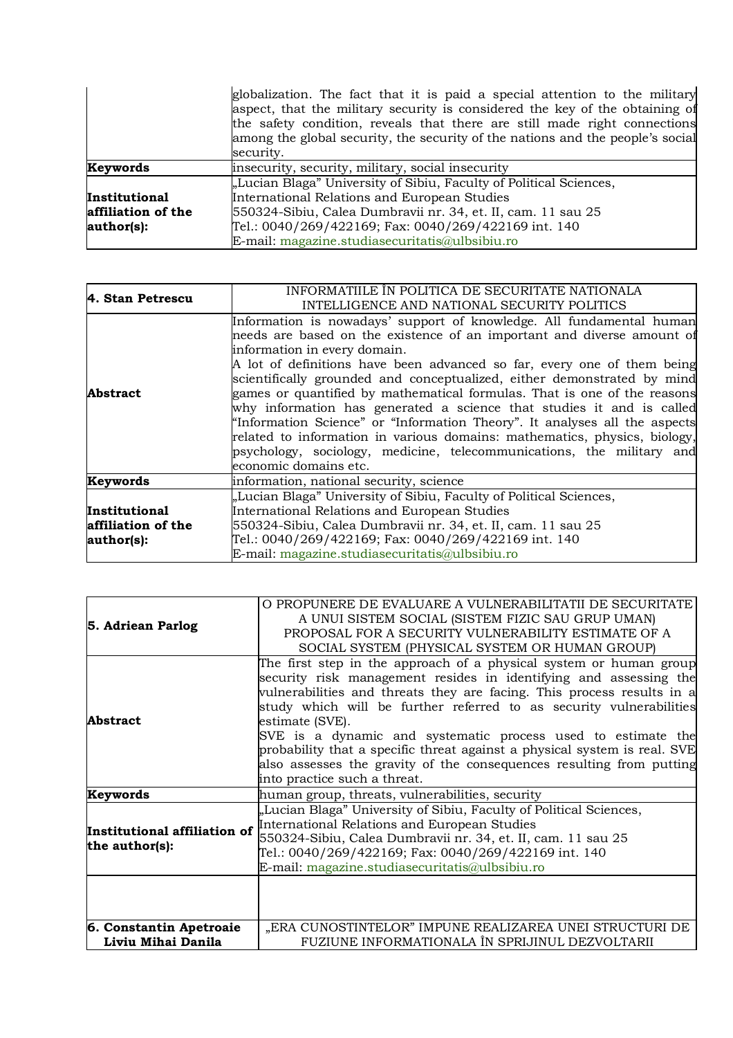| | |
|---|---|
| | globalization. The fact that it is paid a special attention to the military aspect, that the military security is considered the key of the obtaining of the safety condition, reveals that there are still made right connections among the global security, the security of the nations and the people's social security. |
| **Keywords** | insecurity, security, military, social insecurity |
| **Institutional affiliation of the author(s):** | „Lucian Blaga" University of Sibiu, Faculty of Political Sciences, International Relations and European Studies<br>550324-Sibiu, Calea Dumbravii nr. 34, et. II, cam. 11 sau 25<br>Tel.: 0040/269/422169; Fax: 0040/269/422169 int. 140<br>E-mail: magazine.studiasecuritatis@ulbsibiu.ro |

| **4. Stan Petrescu** | INFORMATIILE ÎN POLITICA DE SECURITATE NATIONALA<br>INTELLIGENCE AND NATIONAL SECURITY POLITICS |
|---|---|
| **Abstract** | Information is nowadays' support of knowledge. All fundamental human needs are based on the existence of an important and diverse amount of information in every domain.<br>A lot of definitions have been advanced so far, every one of them being scientifically grounded and conceptualized, either demonstrated by mind games or quantified by mathematical formulas. That is one of the reasons why information has generated a science that studies it and is called "Information Science" or "Information Theory". It analyses all the aspects related to information in various domains: mathematics, physics, biology, psychology, sociology, medicine, telecommunications, the military and economic domains etc. |
| **Keywords** | information, national security, science |
| **Institutional affiliation of the author(s):** | „Lucian Blaga" University of Sibiu, Faculty of Political Sciences, International Relations and European Studies<br>550324-Sibiu, Calea Dumbravii nr. 34, et. II, cam. 11 sau 25<br>Tel.: 0040/269/422169; Fax: 0040/269/422169 int. 140<br>E-mail: magazine.studiasecuritatis@ulbsibiu.ro |

| **5. Adriean Parlog** | O PROPUNERE DE EVALUARE A VULNERABILITATII DE SECURITATE A UNUI SISTEM SOCIAL (SISTEM FIZIC SAU GRUP UMAN)<br>PROPOSAL FOR A SECURITY VULNERABILITY ESTIMATE OF A SOCIAL SYSTEM (PHYSICAL SYSTEM OR HUMAN GROUP) |
|---|---|
| **Abstract** | The first step in the approach of a physical system or human group security risk management resides in identifying and assessing the vulnerabilities and threats they are facing. This process results in a study which will be further referred to as security vulnerabilities estimate (SVE).<br>SVE is a dynamic and systematic process used to estimate the probability that a specific threat against a physical system is real. SVE also assesses the gravity of the consequences resulting from putting into practice such a threat. |
| **Keywords** | human group, threats, vulnerabilities, security |
| **Institutional affiliation of the author(s):** | „Lucian Blaga" University of Sibiu, Faculty of Political Sciences, International Relations and European Studies<br>550324-Sibiu, Calea Dumbravii nr. 34, et. II, cam. 11 sau 25<br>Tel.: 0040/269/422169; Fax: 0040/269/422169 int. 140<br>E-mail: magazine.studiasecuritatis@ulbsibiu.ro |
| | |
| **6. Constantin Apetroaie**<br>**Liviu Mihai Danila** | „ERA CUNOSTINTELOR" IMPUNE REALIZAREA UNEI STRUCTURI DE FUZIUNE INFORMATIONALA ÎN SPRIJINUL DEZVOLTARII |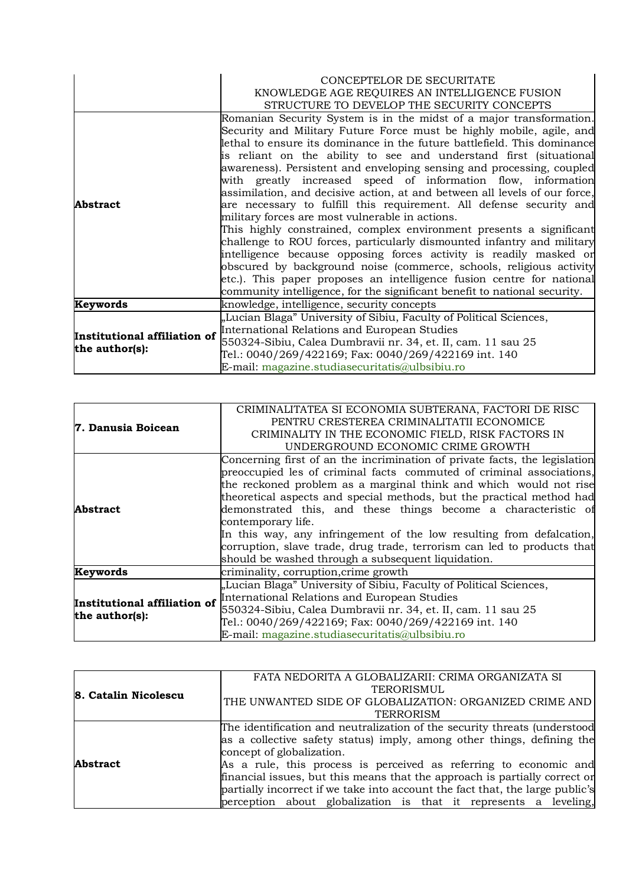| | CONCEPTELOR DE SECURITATE<br>KNOWLEDGE AGE REQUIRES AN INTELLIGENCE FUSION STRUCTURE TO DEVELOP THE SECURITY CONCEPTS |
|---|---|
| **Abstract** | Romanian Security System is in the midst of a major transformation. Security and Military Future Force must be highly mobile, agile, and lethal to ensure its dominance in the future battlefield. This dominance is reliant on the ability to see and understand first (situational awareness). Persistent and enveloping sensing and processing, coupled with greatly increased speed of information flow, information assimilation, and decisive action, at and between all levels of our force, are necessary to fulfill this requirement. All defense security and military forces are most vulnerable in actions.<br>This highly constrained, complex environment presents a significant challenge to ROU forces, particularly dismounted infantry and military intelligence because opposing forces activity is readily masked or obscured by background noise (commerce, schools, religious activity etc.). This paper proposes an intelligence fusion centre for national community intelligence, for the significant benefit to national security. |
| **Keywords** | knowledge, intelligence, security concepts |
| **Institutional affiliation of the author(s):** | „Lucian Blaga" University of Sibiu, Faculty of Political Sciences, International Relations and European Studies<br>550324-Sibiu, Calea Dumbravii nr. 34, et. II, cam. 11 sau 25<br>Tel.: 0040/269/422169; Fax: 0040/269/422169 int. 140<br>E-mail: magazine.studiasecuritatis@ulbsibiu.ro |

| **7. Danusia Boicean** | CRIMINALITATEA SI ECONOMIA SUBTERANA, FACTORI DE RISC PENTRU CRESTEREA CRIMINALITATII ECONOMICE<br>CRIMINALITY IN THE ECONOMIC FIELD, RISK FACTORS IN UNDERGROUND ECONOMIC CRIME GROWTH |
|---|---|
| **Abstract** | Concerning first of an the incrimination of private facts, the legislation preoccupied les of criminal facts commuted of criminal associations, the reckoned problem as a marginal think and which would not rise theoretical aspects and special methods, but the practical method had demonstrated this, and these things become a characteristic of contemporary life.<br>In this way, any infringement of the low resulting from defalcation, corruption, slave trade, drug trade, terrorism can led to products that should be washed through a subsequent liquidation. |
| **Keywords** | criminality, corruption,crime growth |
| **Institutional affiliation of the author(s):** | „Lucian Blaga" University of Sibiu, Faculty of Political Sciences, International Relations and European Studies<br>550324-Sibiu, Calea Dumbravii nr. 34, et. II, cam. 11 sau 25<br>Tel.: 0040/269/422169; Fax: 0040/269/422169 int. 140<br>E-mail: magazine.studiasecuritatis@ulbsibiu.ro |

| **8. Catalin Nicolescu** | FATA NEDORITA A GLOBALIZARII: CRIMA ORGANIZATA SI TERORISMUL<br>THE UNWANTED SIDE OF GLOBALIZATION: ORGANIZED CRIME AND TERRORISM |
|---|---|
| **Abstract** | The identification and neutralization of the security threats (understood as a collective safety status) imply, among other things, defining the concept of globalization.<br>As a rule, this process is perceived as referring to economic and financial issues, but this means that the approach is partially correct or partially incorrect if we take into account the fact that, the large public's perception about globalization is that it represents a leveling, |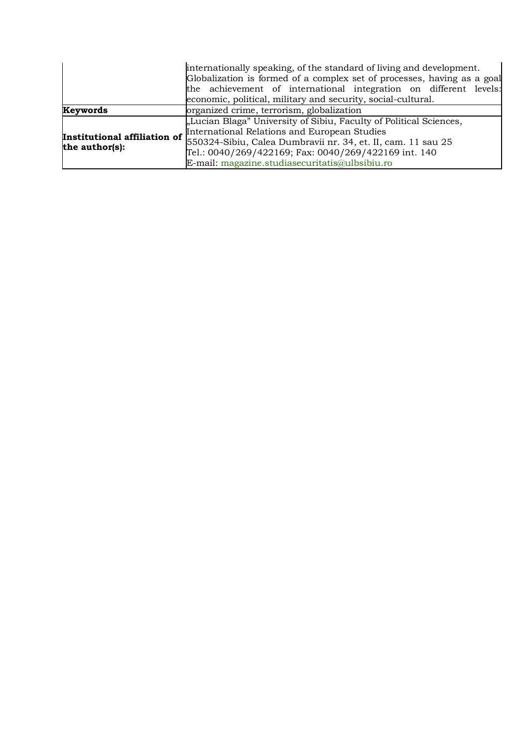| | |
|---|---|
| | internationally speaking, of the standard of living and development. Globalization is formed of a complex set of processes, having as a goal the achievement of international integration on different levels: economic, political, military and security, social-cultural. |
| **Keywords** | organized crime, terrorism, globalization |
| **Institutional affiliation of the author(s):** | „Lucian Blaga" University of Sibiu, Faculty of Political Sciences, International Relations and European Studies<br>550324-Sibiu, Calea Dumbravii nr. 34, et. II, cam. 11 sau 25<br>Tel.: 0040/269/422169; Fax: 0040/269/422169 int. 140<br>E-mail: magazine.studiasecuritatis@ulbsibiu.ro |